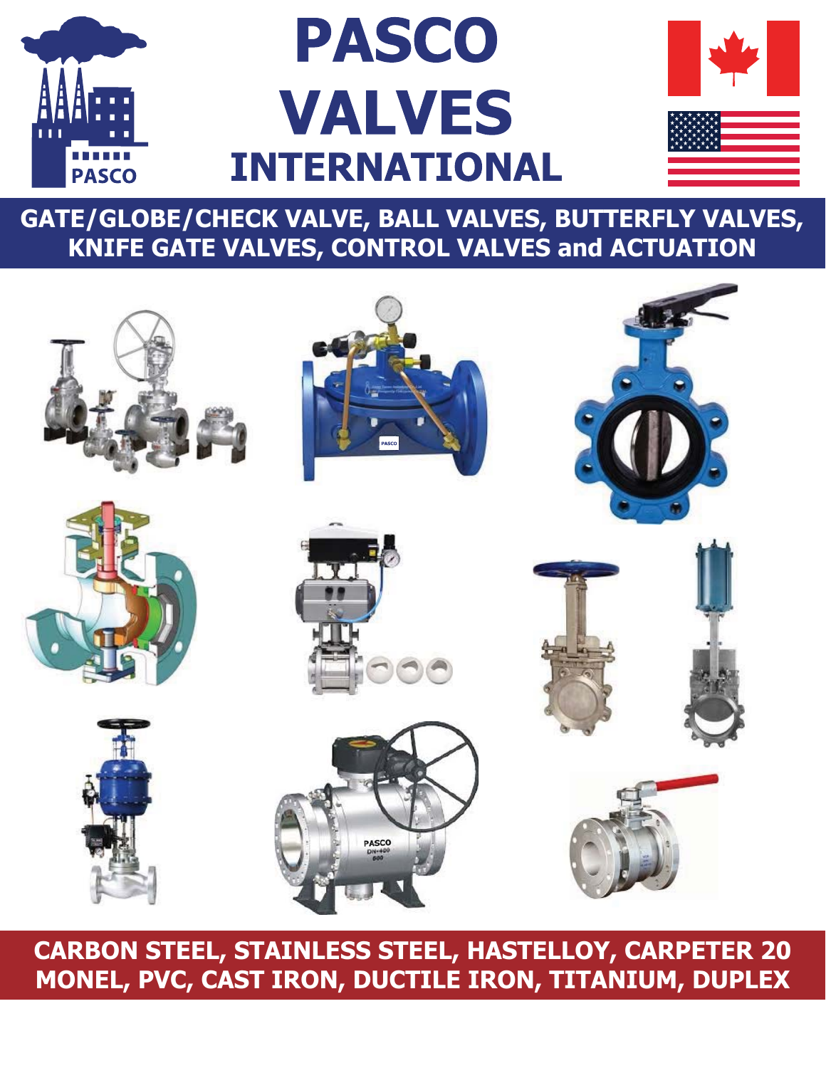# PASCO VALVES INTERNATIONAL

**GATE/GLOBE/CHECK VALVE, BALL VALVES, BUTTERFLY VALVES, KNIFE GATE VALVES, CONTROL VALVES and ACTUATION**

**CARBON STEEL, STAINLESS STEEL, HASTELLOY, CARPETER 20 MONEL, PVC, CAST IRON, DUCTILE IRON, TITANIUM, DUPLEX**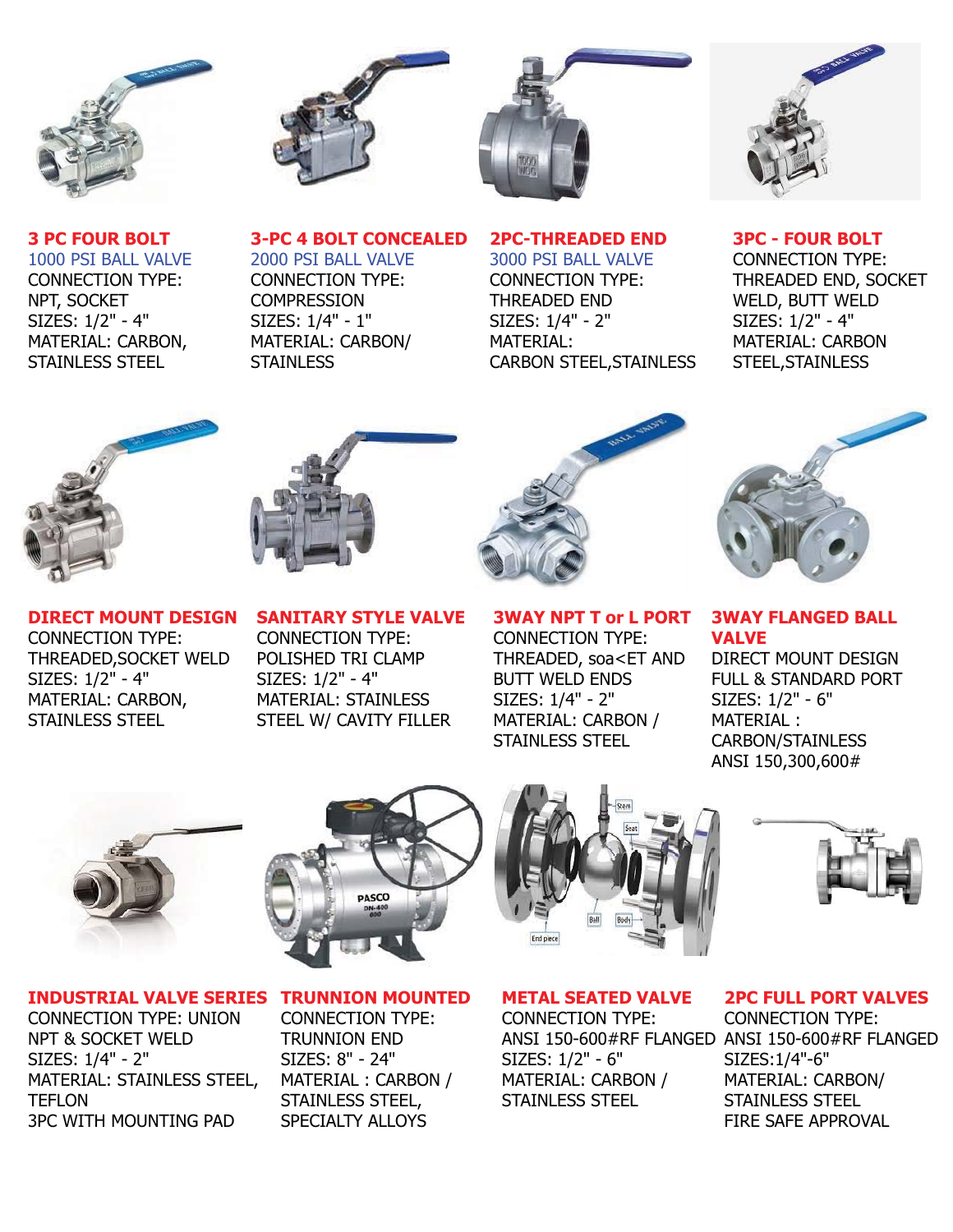### 3 PC FOUR BOLT

1000 PSI BALL VALVE
CONNECTION TYPE:
NPT, SOCKET
SIZES: 1/2" - 4"
MATERIAL: CARBON,
STAINLESS STEEL

### 3-PC 4 BOLT CONCEALED

2000 PSI BALL VALVE
CONNECTION TYPE:
COMPRESSION
SIZES: 1/4" - 1"
MATERIAL: CARBON/
STAINLESS

### 2PC-THREADED END

3000 PSI BALL VALVE
CONNECTION TYPE:
THREADED END
SIZES: 1/4" - 2"
MATERIAL:
CARBON STEEL,STAINLESS

### 3PC - FOUR BOLT

CONNECTION TYPE:
THREADED END, SOCKET
WELD, BUTT WELD
SIZES: 1/2" - 4"
MATERIAL: CARBON
STEEL,STAINLESS

### DIRECT MOUNT DESIGN

CONNECTION TYPE:
THREADED,SOCKET WELD
SIZES: 1/2" - 4"
MATERIAL: CARBON,
STAINLESS STEEL

### SANITARY STYLE VALVE

CONNECTION TYPE:
POLISHED TRI CLAMP
SIZES: 1/2" - 4"
MATERIAL: STAINLESS
STEEL W/ CAVITY FILLER

### 3WAY NPT T or L PORT

CONNECTION TYPE:
THREADED, soa<ET AND
BUTT WELD ENDS
SIZES: 1/4" - 2"
MATERIAL: CARBON /
STAINLESS STEEL

### 3WAY FLANGED BALL VALVE

DIRECT MOUNT DESIGN
FULL & STANDARD PORT
SIZES: 1/2" - 6"
MATERIAL :
CARBON/STAINLESS
ANSI 150,300,600#

### INDUSTRIAL VALVE SERIES

CONNECTION TYPE: UNION
NPT & SOCKET WELD
SIZES: 1/4" - 2"
MATERIAL: STAINLESS STEEL,
TEFLON
3PC WITH MOUNTING PAD

### TRUNNION MOUNTED

CONNECTION TYPE:
TRUNNION END
SIZES: 8" - 24"
MATERIAL : CARBON /
STAINLESS STEEL,
SPECIALTY ALLOYS

### METAL SEATED VALVE

CONNECTION TYPE:
ANSI 150-600#RF FLANGED
SIZES: 1/2" - 6"
MATERIAL: CARBON /
STAINLESS STEEL

### 2PC FULL PORT VALVES

CONNECTION TYPE:
ANSI 150-600#RF FLANGED
SIZES:1/4"-6"
MATERIAL: CARBON/
STAINLESS STEEL
FIRE SAFE APPROVAL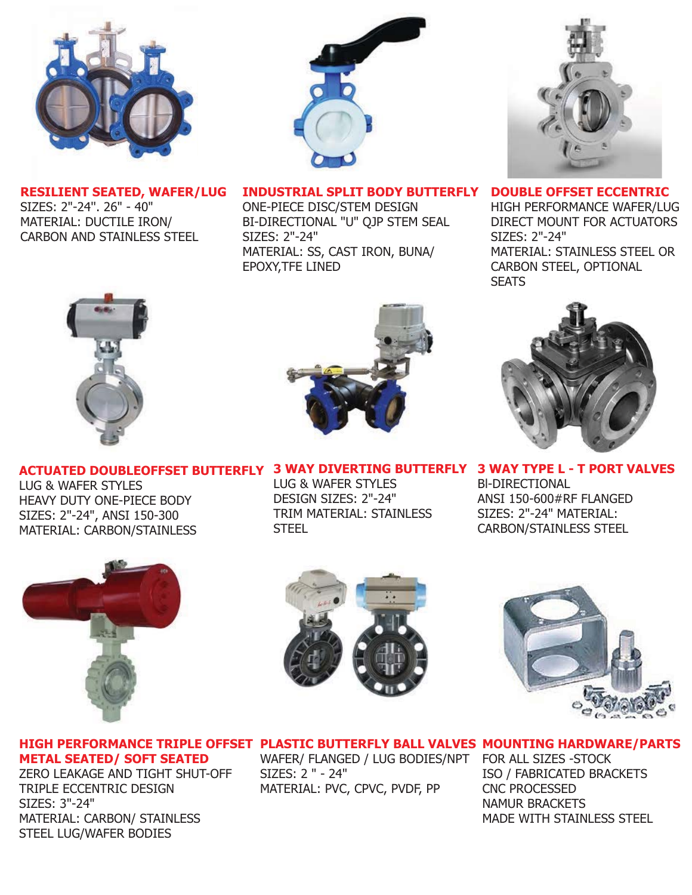## RESILIENT SEATED, WAFER/LUG

SIZES: 2"-24". 26" - 40"
MATERIAL: DUCTILE IRON/
CARBON AND STAINLESS STEEL

## INDUSTRIAL SPLIT BODY BUTTERFLY

ONE-PIECE DISC/STEM DESIGN
BI-DIRECTIONAL "U" QJP STEM SEAL
SIZES: 2"-24"
MATERIAL: SS, CAST IRON, BUNA/
EPOXY,TFE LINED

## DOUBLE OFFSET ECCENTRIC

HIGH PERFORMANCE WAFER/LUG
DIRECT MOUNT FOR ACTUATORS
SIZES: 2"-24"
MATERIAL: STAINLESS STEEL OR
CARBON STEEL, OPTIONAL
SEATS

## ACTUATED DOUBLEOFFSET BUTTERFLY

LUG & WAFER STYLES
HEAVY DUTY ONE-PIECE BODY
SIZES: 2"-24", ANSI 150-300
MATERIAL: CARBON/STAINLESS

## 3 WAY DIVERTING BUTTERFLY

LUG & WAFER STYLES
DESIGN SIZES: 2"-24"
TRIM MATERIAL: STAINLESS
STEEL

## 3 WAY TYPE L - T PORT VALVES

BI-DIRECTIONAL
ANSI 150-600#RF FLANGED
SIZES: 2"-24" MATERIAL:
CARBON/STAINLESS STEEL

## HIGH PERFORMANCE TRIPLE OFFSET METAL SEATED/ SOFT SEATED

ZERO LEAKAGE AND TIGHT SHUT-OFF
TRIPLE ECCENTRIC DESIGN
SIZES: 3"-24"
MATERIAL: CARBON/ STAINLESS
STEEL LUG/WAFER BODIES

## PLASTIC BUTTERFLY BALL VALVES

WAFER/ FLANGED / LUG BODIES/NPT
SIZES: 2 " - 24"
MATERIAL: PVC, CPVC, PVDF, PP

## MOUNTING HARDWARE/PARTS

FOR ALL SIZES -STOCK
ISO / FABRICATED BRACKETS
CNC PROCESSED
NAMUR BRACKETS
MADE WITH STAINLESS STEEL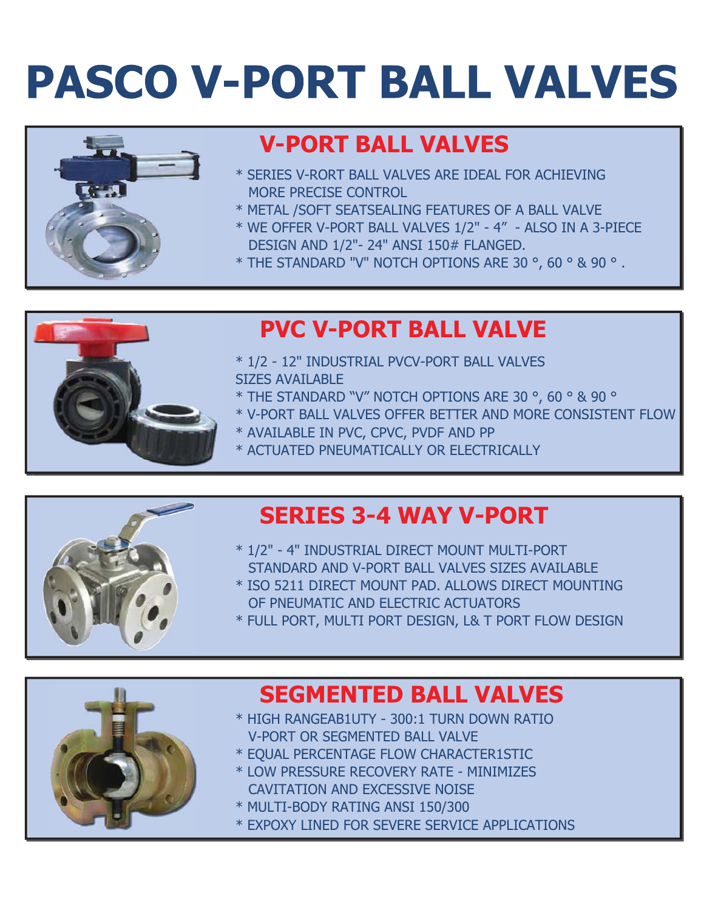# PASCO V-PORT BALL VALVES

## V-PORT BALL VALVES

* SERIES V-RORT BALL VALVES ARE IDEAL FOR ACHIEVING MORE PRECISE CONTROL
* METAL /SOFT SEATSEALING FEATURES OF A BALL VALVE
* WE OFFER V-PORT BALL VALVES 1/2" - 4" - ALSO IN A 3-PIECE DESIGN AND 1/2"- 24" ANSI 150# FLANGED.
* THE STANDARD "V" NOTCH OPTIONS ARE 30 °, 60 ° & 90 ° .

## PVC V-PORT BALL VALVE

* 1/2 - 12" INDUSTRIAL PVCV-PORT BALL VALVES SIZES AVAILABLE
* THE STANDARD "V" NOTCH OPTIONS ARE 30 °, 60 ° & 90 °
* V-PORT BALL VALVES OFFER BETTER AND MORE CONSISTENT FLOW
* AVAILABLE IN PVC, CPVC, PVDF AND PP
* ACTUATED PNEUMATICALLY OR ELECTRICALLY

## SERIES 3-4 WAY V-PORT

* 1/2" - 4" INDUSTRIAL DIRECT MOUNT MULTI-PORT STANDARD AND V-PORT BALL VALVES SIZES AVAILABLE
* ISO 5211 DIRECT MOUNT PAD. ALLOWS DIRECT MOUNTING OF PNEUMATIC AND ELECTRIC ACTUATORS
* FULL PORT, MULTI PORT DESIGN, L& T PORT FLOW DESIGN

## SEGMENTED BALL VALVES

* HIGH RANGEAB1UTY - 300:1 TURN DOWN RATIO V-PORT OR SEGMENTED BALL VALVE
* EQUAL PERCENTAGE FLOW CHARACTER1STIC
* LOW PRESSURE RECOVERY RATE - MINIMIZES CAVITATION AND EXCESSIVE NOISE
* MULTI-BODY RATING ANSI 150/300
* EXPOXY LINED FOR SEVERE SERVICE APPLICATIONS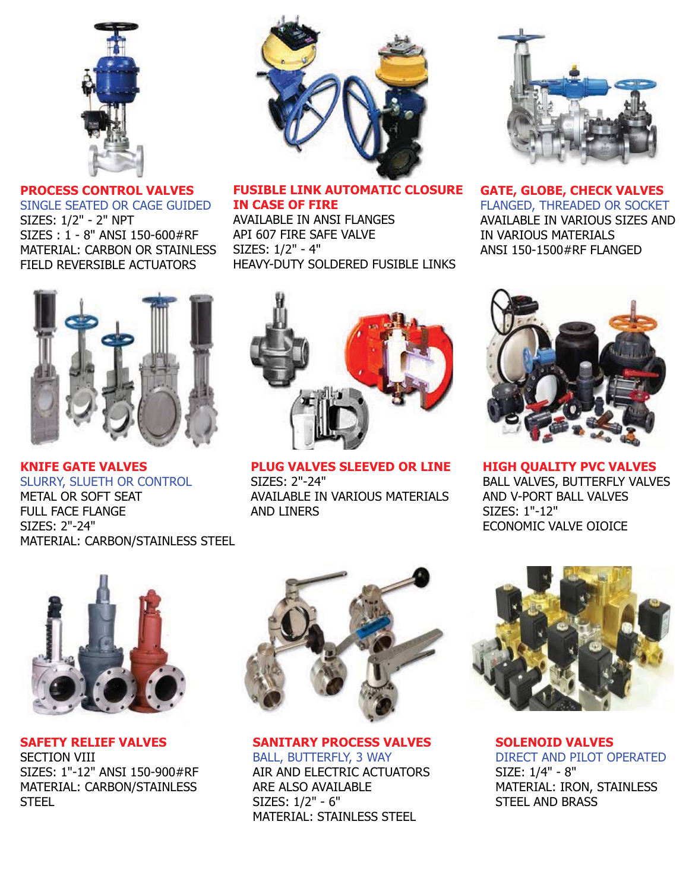## PROCESS CONTROL VALVES

SINGLE SEATED OR CAGE GUIDED

SIZES: 1/2" - 2" NPT

SIZES : 1 - 8" ANSI 150-600#RF

MATERIAL: CARBON OR STAINLESS

FIELD REVERSIBLE ACTUATORS

## FUSIBLE LINK AUTOMATIC CLOSURE IN CASE OF FIRE

AVAILABLE IN ANSI FLANGES

API 607 FIRE SAFE VALVE

SIZES: 1/2" - 4"

HEAVY-DUTY SOLDERED FUSIBLE LINKS

## GATE, GLOBE, CHECK VALVES

FLANGED, THREADED OR SOCKET

AVAILABLE IN VARIOUS SIZES AND IN VARIOUS MATERIALS

ANSI 150-1500#RF FLANGED

## KNIFE GATE VALVES

SLURRY, SLUETH OR CONTROL

METAL OR SOFT SEAT

FULL FACE FLANGE

SIZES: 2"-24"

MATERIAL: CARBON/STAINLESS STEEL

## PLUG VALVES SLEEVED OR LINE

SIZES: 2"-24"

AVAILABLE IN VARIOUS MATERIALS AND LINERS

## HIGH QUALITY PVC VALVES

BALL VALVES, BUTTERFLY VALVES AND V-PORT BALL VALVES

SIZES: 1"-12"

ECONOMIC VALVE OIOICE

## SAFETY RELIEF VALVES

SECTION VIII

SIZES: 1"-12" ANSI 150-900#RF

MATERIAL: CARBON/STAINLESS STEEL

## SANITARY PROCESS VALVES

BALL, BUTTERFLY, 3 WAY

AIR AND ELECTRIC ACTUATORS ARE ALSO AVAILABLE

SIZES: 1/2" - 6"

MATERIAL: STAINLESS STEEL

## SOLENOID VALVES

DIRECT AND PILOT OPERATED

SIZE: 1/4" - 8"

MATERIAL: IRON, STAINLESS STEEL AND BRASS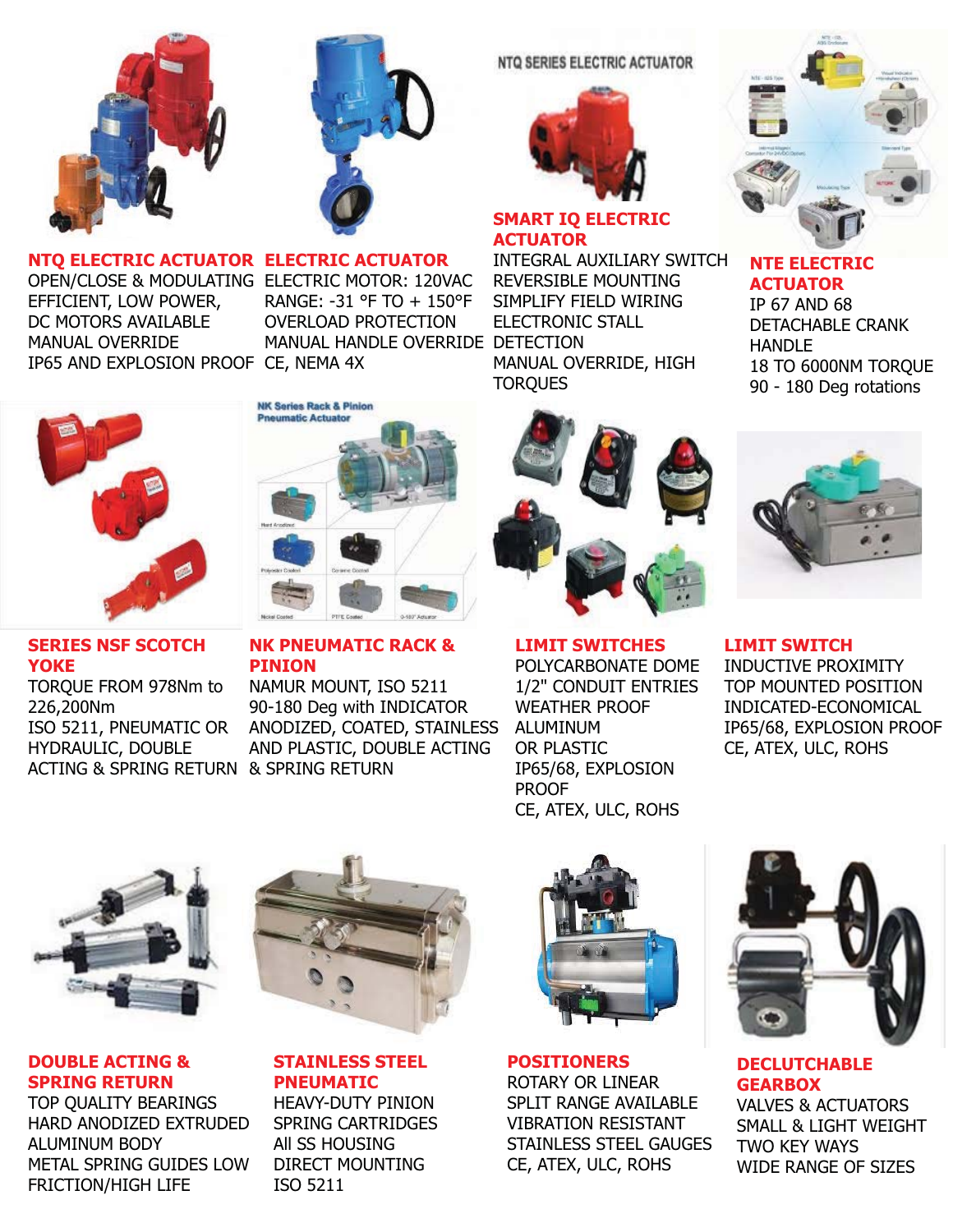### NTQ ELECTRIC ACTUATOR

OPEN/CLOSE & MODULATING
EFFICIENT, LOW POWER,
DC MOTORS AVAILABLE
MANUAL OVERRIDE
IP65 AND EXPLOSION PROOF

### ELECTRIC ACTUATOR

ELECTRIC MOTOR: 120VAC
RANGE: -31 °F TO + 150°F
OVERLOAD PROTECTION
MANUAL HANDLE OVERRIDE
CE, NEMA 4X

NTQ SERIES ELECTRIC ACTUATOR

### SMART IQ ELECTRIC ACTUATOR

INTEGRAL AUXILIARY SWITCH
REVERSIBLE MOUNTING
SIMPLIFY FIELD WIRING
ELECTRONIC STALL DETECTION
MANUAL OVERRIDE, HIGH TORQUES

### NTE ELECTRIC ACTUATOR

IP 67 AND 68
DETACHABLE CRANK HANDLE
18 TO 6000NM TORQUE
90 - 180 Deg rotations

### SERIES NSF SCOTCH YOKE

TORQUE FROM 978Nm to 226,200Nm
ISO 5211, PNEUMATIC OR HYDRAULIC, DOUBLE ACTING & SPRING RETURN

NK Series Rack & Pinion Pneumatic Actuator

### NK PNEUMATIC RACK & PINION

NAMUR MOUNT, ISO 5211
90-180 Deg with INDICATOR
ANODIZED, COATED, STAINLESS AND PLASTIC, DOUBLE ACTING & SPRING RETURN

### LIMIT SWITCHES

POLYCARBONATE DOME
1/2" CONDUIT ENTRIES
WEATHER PROOF
ALUMINUM OR PLASTIC
IP65/68, EXPLOSION PROOF
CE, ATEX, ULC, ROHS

### LIMIT SWITCH

INDUCTIVE PROXIMITY
TOP MOUNTED POSITION
INDICATED-ECONOMICAL
IP65/68, EXPLOSION PROOF
CE, ATEX, ULC, ROHS

### DOUBLE ACTING & SPRING RETURN

TOP QUALITY BEARINGS
HARD ANODIZED EXTRUDED ALUMINUM BODY
METAL SPRING GUIDES LOW FRICTION/HIGH LIFE

### STAINLESS STEEL PNEUMATIC

HEAVY-DUTY PINION
SPRING CARTRIDGES
All SS HOUSING
DIRECT MOUNTING
ISO 5211

### POSITIONERS

ROTARY OR LINEAR
SPLIT RANGE AVAILABLE
VIBRATION RESISTANT
STAINLESS STEEL GAUGES
CE, ATEX, ULC, ROHS

### DECLUTCHABLE GEARBOX

VALVES & ACTUATORS
SMALL & LIGHT WEIGHT
TWO KEY WAYS
WIDE RANGE OF SIZES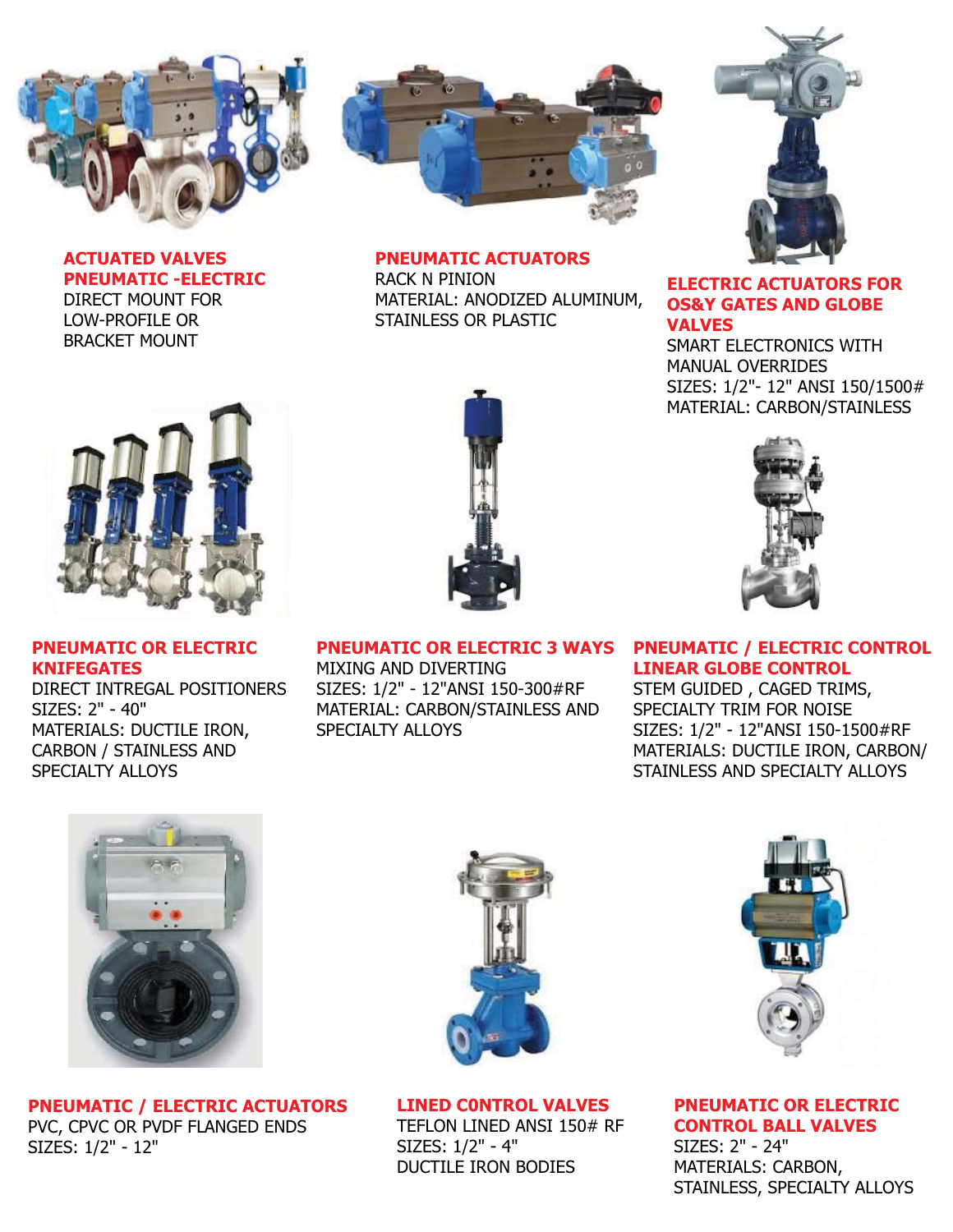### ACTUATED VALVES PNEUMATIC -ELECTRIC

DIRECT MOUNT FOR LOW-PROFILE OR BRACKET MOUNT

### PNEUMATIC ACTUATORS

RACK N PINION
MATERIAL: ANODIZED ALUMINUM, STAINLESS OR PLASTIC

### ELECTRIC ACTUATORS FOR OS&Y GATES AND GLOBE VALVES

SMART ELECTRONICS WITH MANUAL OVERRIDES
SIZES: 1/2"- 12" ANSI 150/1500#
MATERIAL: CARBON/STAINLESS

### PNEUMATIC OR ELECTRIC KNIFEGATES

DIRECT INTREGAL POSITIONERS
SIZES: 2" - 40"
MATERIALS: DUCTILE IRON, CARBON / STAINLESS AND SPECIALTY ALLOYS

### PNEUMATIC OR ELECTRIC 3 WAYS

MIXING AND DIVERTING
SIZES: 1/2" - 12"ANSI 150-300#RF
MATERIAL: CARBON/STAINLESS AND SPECIALTY ALLOYS

### PNEUMATIC / ELECTRIC CONTROL LINEAR GLOBE CONTROL

STEM GUIDED , CAGED TRIMS, SPECIALTY TRIM FOR NOISE
SIZES: 1/2" - 12"ANSI 150-1500#RF
MATERIALS: DUCTILE IRON, CARBON/ STAINLESS AND SPECIALTY ALLOYS

### PNEUMATIC / ELECTRIC ACTUATORS

PVC, CPVC OR PVDF FLANGED ENDS
SIZES: 1/2" - 12"

### LINED C0NTROL VALVES

TEFLON LINED ANSI 150# RF
SIZES: 1/2" - 4"
DUCTILE IRON BODIES

### PNEUMATIC OR ELECTRIC CONTROL BALL VALVES

SIZES: 2" - 24"
MATERIALS: CARBON, STAINLESS, SPECIALTY ALLOYS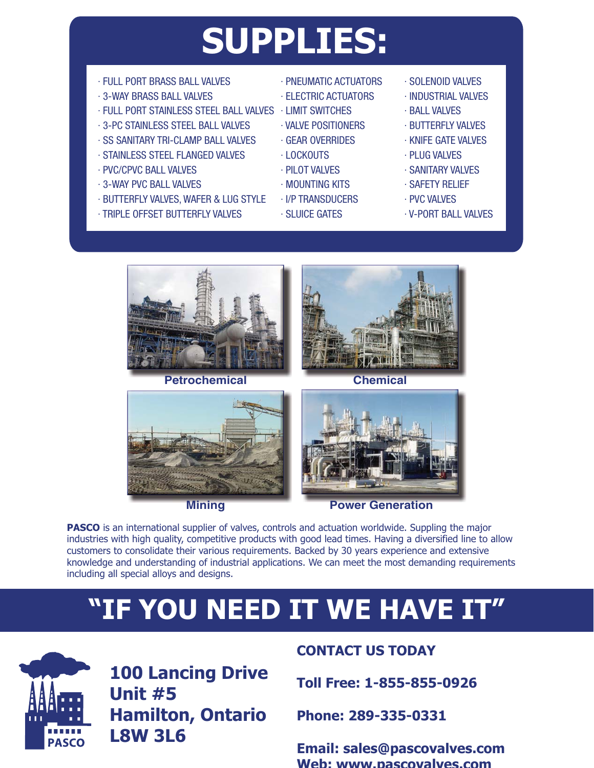# SUPPLIES:

- FULL PORT BRASS BALL VALVES
- 3-WAY BRASS BALL VALVES
- FULL PORT STAINLESS STEEL BALL VALVES
- 3-PC STAINLESS STEEL BALL VALVES
- SS SANITARY TRI-CLAMP BALL VALVES
- STAINLESS STEEL FLANGED VALVES
- PVC/CPVC BALL VALVES
- 3-WAY PVC BALL VALVES
- BUTTERFLY VALVES, WAFER & LUG STYLE
- TRIPLE OFFSET BUTTERFLY VALVES
- PNEUMATIC ACTUATORS
- ELECTRIC ACTUATORS
- LIMIT SWITCHES
- VALVE POSITIONERS
- GEAR OVERRIDES
- LOCKOUTS
- PILOT VALVES
- MOUNTING KITS
- I/P TRANSDUCERS
- SLUICE GATES
- SOLENOID VALVES
- INDUSTRIAL VALVES
- BALL VALVES
- BUTTERFLY VALVES
- KNIFE GATE VALVES
- PLUG VALVES
- SANITARY VALVES
- SAFETY RELIEF
- PVC VALVES
- V-PORT BALL VALVES

Petrochemical

Chemical

Mining

Power Generation

**PASCO** is an international supplier of valves, controls and actuation worldwide. Suppling the major industries with high quality, competitive products with good lead times. Having a diversified line to allow customers to consolidate their various requirements. Backed by 30 years experience and extensive knowledge and understanding of industrial applications. We can meet the most demanding requirements including all special alloys and designs.

## "IF YOU NEED IT WE HAVE IT"

PASCO

**100 Lancing Drive**
**Unit #5**
**Hamilton, Ontario**
**L8W 3L6**

**CONTACT US TODAY**

**Toll Free: 1-855-855-0926**

**Phone: 289-335-0331**

**Email: sales@pascovalves.com**
**Web: www.pascovalves.com**